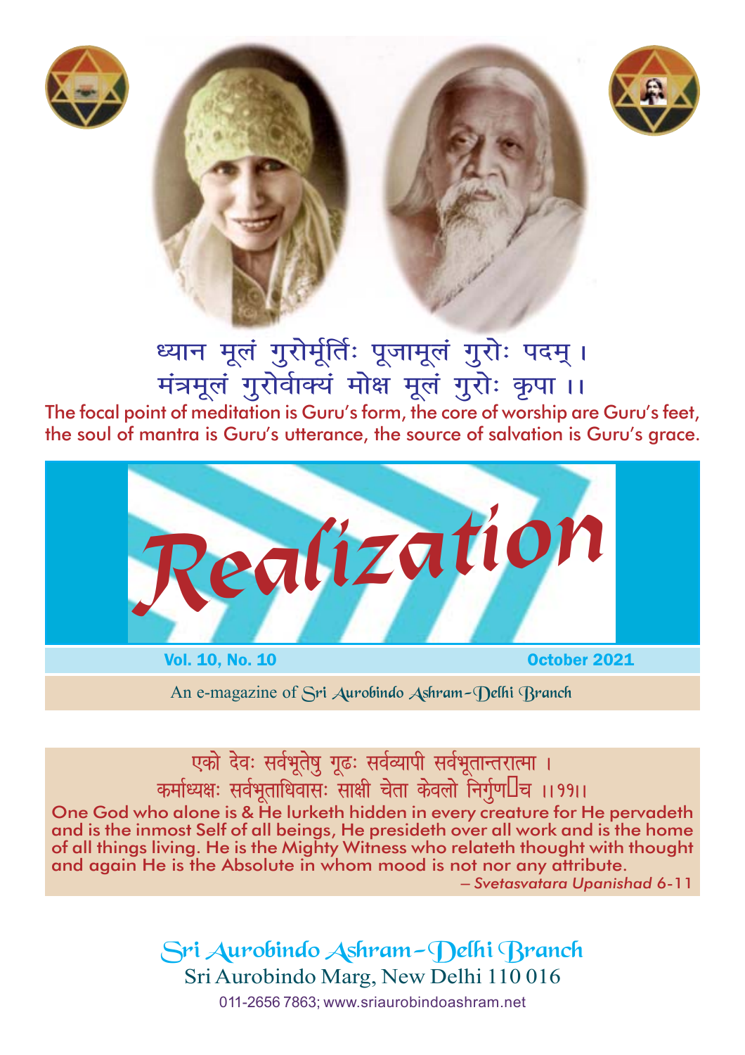ध्यान मूलं गुरोर्मूर्तिः पूजामूलं गुरोः पदम् ।
मंत्रमूलं गुरोर्वाक्यं मोक्ष मूलं गुरोः कृपा ।।

The focal point of meditation is Guru's form, the core of worship are Guru's feet, the soul of mantra is Guru's utterance, the source of salvation is Guru's grace.

# Realization

**Vol. 10, No. 10** **October 2021**

An e-magazine of Sri Aurobindo Ashram–Delhi Branch

एको देवः सर्वभूतेषु गूढः सर्वव्यापी सर्वभूतान्तरात्मा ।
कर्माध्यक्षः सर्वभूताधिवासः साक्षी चेता केवलो निर्गुणश्च ।।११।।

One God who alone is & He lurketh hidden in every creature for He pervadeth and is the inmost Self of all beings, He presideth over all work and is the home of all things living. He is the Mighty Witness who relateth thought with thought and again He is the Absolute in whom mood is not nor any attribute.

– *Svetasvatara Upanishad* 6-11

Sri Aurobindo Ashram–Delhi Branch
Sri Aurobindo Marg, New Delhi 110 016
011-2656 7863; www.sriaurobindoashram.net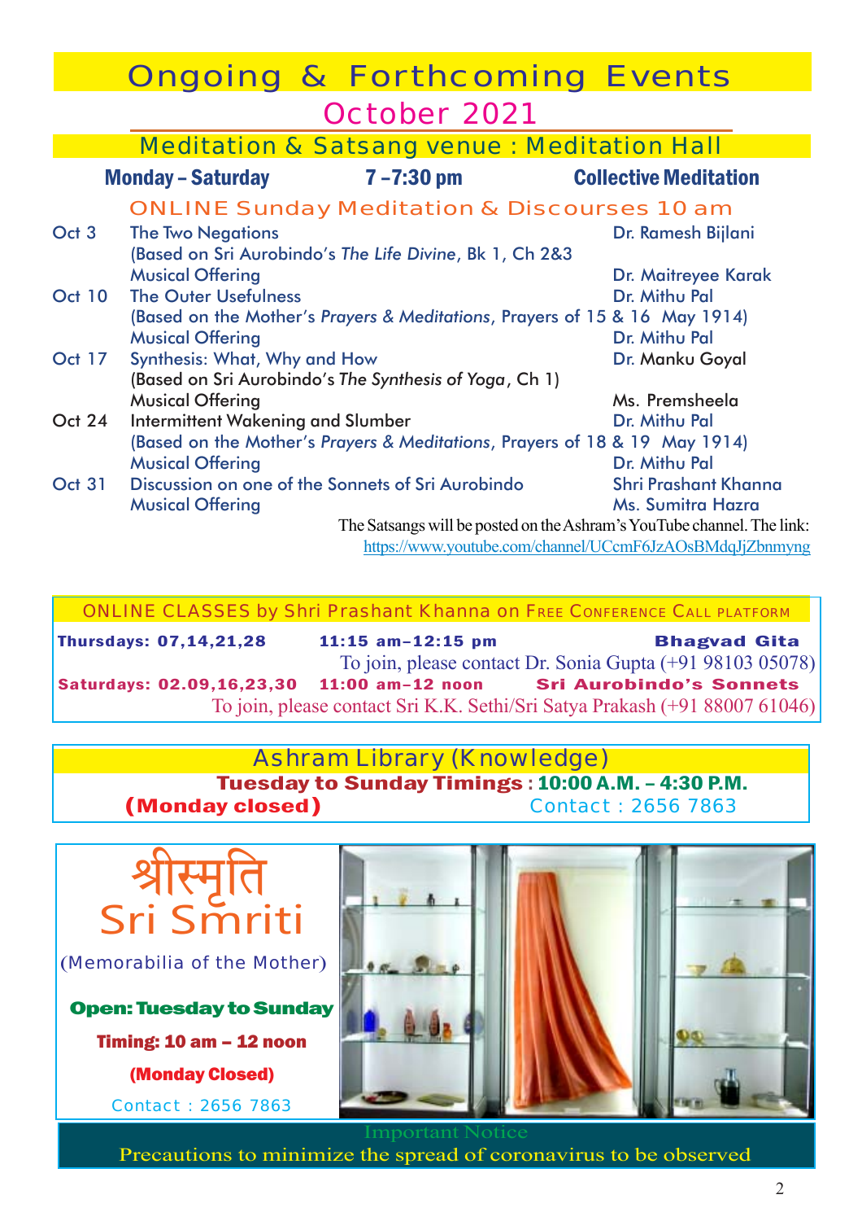# Ongoing & Forthcoming Events

## October 2021

### Meditation & Satsang venue : Meditation Hall

**Monday – Saturday** **7 –7:30 pm** **Collective Meditation**

### ONLINE Sunday Meditation & Discourses 10 am

| Date | Event | Speaker |
|---|---|---|
| Oct 3 | The Two Negations (Based on Sri Aurobindo's *The Life Divine*, Bk 1, Ch 2&3 | Dr. Ramesh Bijlani |
| | Musical Offering | Dr. Maitreyee Karak |
| Oct 10 | The Outer Usefulness (Based on the Mother's *Prayers & Meditations*, Prayers of 15 & 16 May 1914) | Dr. Mithu Pal |
| | Musical Offering | Dr. Mithu Pal |
| Oct 17 | Synthesis: What, Why and How (Based on Sri Aurobindo's *The Synthesis of Yoga*, Ch 1) | Dr. Manku Goyal |
| | Musical Offering | Ms. Premsheela |
| Oct 24 | Intermittent Wakening and Slumber (Based on the Mother's *Prayers & Meditations*, Prayers of 18 & 19 May 1914) | Dr. Mithu Pal |
| | Musical Offering | Dr. Mithu Pal |
| Oct 31 | Discussion on one of the Sonnets of Sri Aurobindo | Shri Prashant Khanna |
| | Musical Offering | Ms. Sumitra Hazra |

The Satsangs will be posted on the Ashram's YouTube channel. The link: https://www.youtube.com/channel/UCcmF6JzAOsBMdqJjZbnmyng

### ONLINE CLASSES by Shri Prashant Khanna on FREE CONFERENCE CALL PLATFORM

**Thursdays: 07,14,21,28** **11:15 am–12:15 pm** **Bhagvad Gita**

To join, please contact Dr. Sonia Gupta (+91 98103 05078)

**Saturdays: 02.09,16,23,30** **11:00 am–12 noon** **Sri Aurobindo's Sonnets**

To join, please contact Sri K.K. Sethi/Sri Satya Prakash (+91 88007 61046)

### Ashram Library (Knowledge)

**Tuesday to Sunday Timings : 10:00 A.M. – 4:30 P.M.**

**(Monday closed)** Contact : 2656 7863

### श्रीस्मृति Sri Smriti

(Memorabilia of the Mother)

**Open: Tuesday to Sunday**

**Timing: 10 am – 12 noon**

**(Monday Closed)**

Contact : 2656 7863

Important Notice

Precautions to minimize the spread of coronavirus to be observed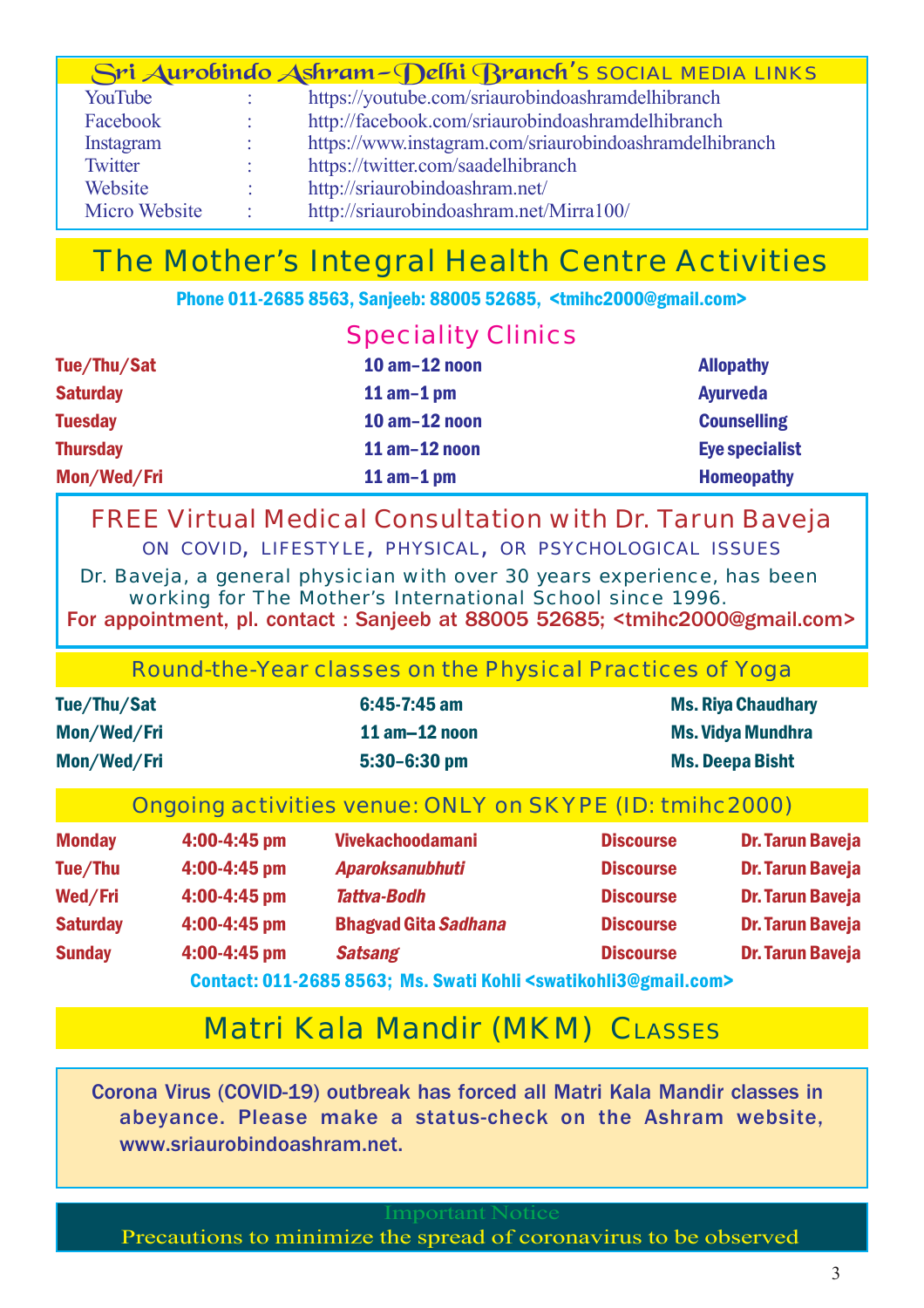## Sri Aurobindo Ashram–Delhi Branch's SOCIAL MEDIA LINKS

| | | |
|---|---|---|
| YouTube | : | https://youtube.com/sriaurobindoashramdelhibranch |
| Facebook | : | http://facebook.com/sriaurobindoashramdelhibranch |
| Instagram | : | https://www.instagram.com/sriaurobindoashramdelhibranch |
| Twitter | : | https://twitter.com/saadelhibranch |
| Website | : | http://sriaurobindoashram.net/ |
| Micro Website | : | http://sriaurobindoashram.net/Mirra100/ |

# The Mother's Integral Health Centre Activities

**Phone 011-2685 8563, Sanjeeb: 88005 52685, <tmihc2000@gmail.com>**

## Speciality Clinics

| | | |
|---|---|---|
| **Tue/Thu/Sat** | **10 am–12 noon** | **Allopathy** |
| **Saturday** | **11 am–1 pm** | **Ayurveda** |
| **Tuesday** | **10 am–12 noon** | **Counselling** |
| **Thursday** | **11 am–12 noon** | **Eye specialist** |
| **Mon/Wed/Fri** | **11 am–1 pm** | **Homeopathy** |

### FREE Virtual Medical Consultation with Dr. Tarun Baveja

ON COVID, LIFESTYLE, PHYSICAL, OR PSYCHOLOGICAL ISSUES

Dr. Baveja, a general physician with over 30 years experience, has been working for The Mother's International School since 1996.

**For appointment, pl. contact : Sanjeeb at 88005 52685; <tmihc2000@gmail.com>**

### Round-the-Year classes on the Physical Practices of Yoga

| | | |
|---|---|---|
| **Tue/Thu/Sat** | **6:45-7:45 am** | **Ms. Riya Chaudhary** |
| **Mon/Wed/Fri** | **11 am–12 noon** | **Ms. Vidya Mundhra** |
| **Mon/Wed/Fri** | **5:30–6:30 pm** | **Ms. Deepa Bisht** |

### Ongoing activities venue: ONLY on SKYPE (ID: tmihc2000)

| | | | | |
|---|---|---|---|---|
| **Monday** | **4:00-4:45 pm** | **Vivekachoodamani** | **Discourse** | **Dr. Tarun Baveja** |
| **Tue/Thu** | **4:00-4:45 pm** | ***Aparoksanubhuti*** | **Discourse** | **Dr. Tarun Baveja** |
| **Wed/Fri** | **4:00-4:45 pm** | ***Tattva-Bodh*** | **Discourse** | **Dr. Tarun Baveja** |
| **Saturday** | **4:00-4:45 pm** | **Bhagvad Gita *Sadhana*** | **Discourse** | **Dr. Tarun Baveja** |
| **Sunday** | **4:00-4:45 pm** | ***Satsang*** | **Discourse** | **Dr. Tarun Baveja** |

**Contact: 011-2685 8563; Ms. Swati Kohli <swatikohli3@gmail.com>**

# Matri Kala Mandir (MKM) Classes

Corona Virus (COVID-19) outbreak has forced all Matri Kala Mandir classes in abeyance. Please make a status-check on the Ashram website, www.sriaurobindoashram.net.

Important Notice

Precautions to minimize the spread of coronavirus to be observed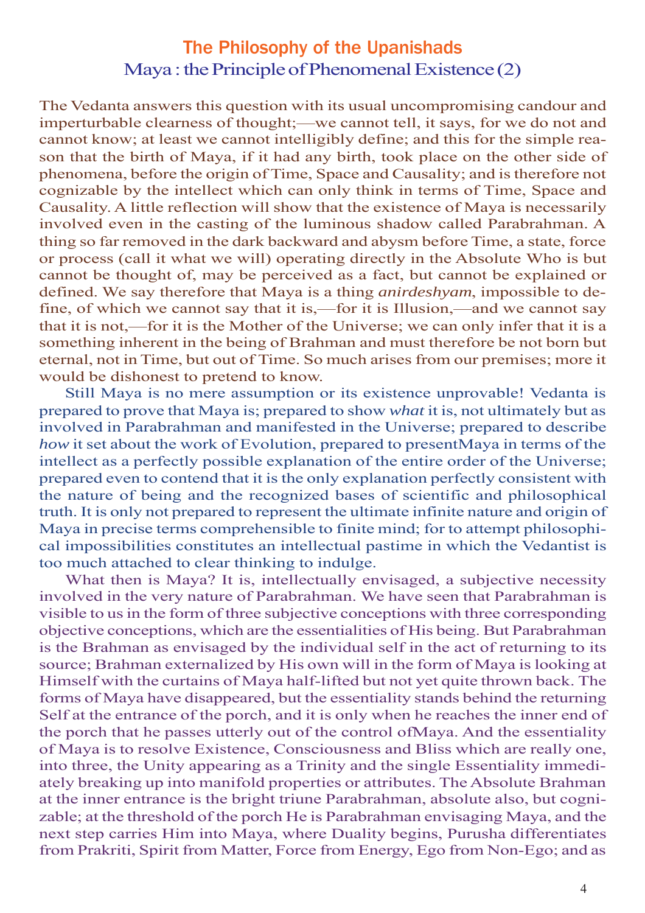# The Philosophy of the Upanishads

## Maya : the Principle of Phenomenal Existence (2)

The Vedanta answers this question with its usual uncompromising candour and imperturbable clearness of thought;—we cannot tell, it says, for we do not and cannot know; at least we cannot intelligibly define; and this for the simple reason that the birth of Maya, if it had any birth, took place on the other side of phenomena, before the origin of Time, Space and Causality; and is therefore not cognizable by the intellect which can only think in terms of Time, Space and Causality. A little reflection will show that the existence of Maya is necessarily involved even in the casting of the luminous shadow called Parabrahman. A thing so far removed in the dark backward and abysm before Time, a state, force or process (call it what we will) operating directly in the Absolute Who is but cannot be thought of, may be perceived as a fact, but cannot be explained or defined. We say therefore that Maya is a thing *anirdeshyam*, impossible to define, of which we cannot say that it is,—for it is Illusion,—and we cannot say that it is not,—for it is the Mother of the Universe; we can only infer that it is a something inherent in the being of Brahman and must therefore be not born but eternal, not in Time, but out of Time. So much arises from our premises; more it would be dishonest to pretend to know.

Still Maya is no mere assumption or its existence unprovable! Vedanta is prepared to prove that Maya is; prepared to show *what* it is, not ultimately but as involved in Parabrahman and manifested in the Universe; prepared to describe *how* it set about the work of Evolution, prepared to presentMaya in terms of the intellect as a perfectly possible explanation of the entire order of the Universe; prepared even to contend that it is the only explanation perfectly consistent with the nature of being and the recognized bases of scientific and philosophical truth. It is only not prepared to represent the ultimate infinite nature and origin of Maya in precise terms comprehensible to finite mind; for to attempt philosophical impossibilities constitutes an intellectual pastime in which the Vedantist is too much attached to clear thinking to indulge.

What then is Maya? It is, intellectually envisaged, a subjective necessity involved in the very nature of Parabrahman. We have seen that Parabrahman is visible to us in the form of three subjective conceptions with three corresponding objective conceptions, which are the essentialities of His being. But Parabrahman is the Brahman as envisaged by the individual self in the act of returning to its source; Brahman externalized by His own will in the form of Maya is looking at Himself with the curtains of Maya half-lifted but not yet quite thrown back. The forms of Maya have disappeared, but the essentiality stands behind the returning Self at the entrance of the porch, and it is only when he reaches the inner end of the porch that he passes utterly out of the control ofMaya. And the essentiality of Maya is to resolve Existence, Consciousness and Bliss which are really one, into three, the Unity appearing as a Trinity and the single Essentiality immediately breaking up into manifold properties or attributes. The Absolute Brahman at the inner entrance is the bright triune Parabrahman, absolute also, but cognizable; at the threshold of the porch He is Parabrahman envisaging Maya, and the next step carries Him into Maya, where Duality begins, Purusha differentiates from Prakriti, Spirit from Matter, Force from Energy, Ego from Non-Ego; and as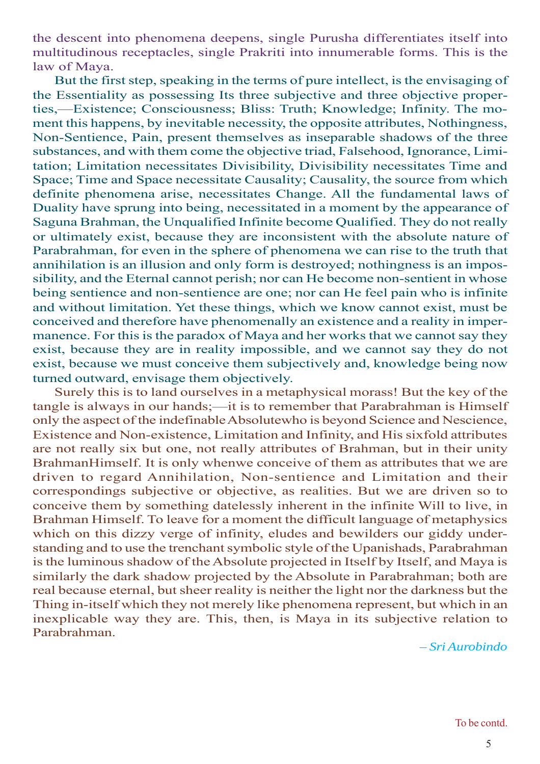the descent into phenomena deepens, single Purusha differentiates itself into multitudinous receptacles, single Prakriti into innumerable forms. This is the law of Maya.

But the first step, speaking in the terms of pure intellect, is the envisaging of the Essentiality as possessing Its three subjective and three objective properties,—Existence; Consciousness; Bliss: Truth; Knowledge; Infinity. The moment this happens, by inevitable necessity, the opposite attributes, Nothingness, Non-Sentience, Pain, present themselves as inseparable shadows of the three substances, and with them come the objective triad, Falsehood, Ignorance, Limitation; Limitation necessitates Divisibility, Divisibility necessitates Time and Space; Time and Space necessitate Causality; Causality, the source from which definite phenomena arise, necessitates Change. All the fundamental laws of Duality have sprung into being, necessitated in a moment by the appearance of Saguna Brahman, the Unqualified Infinite become Qualified. They do not really or ultimately exist, because they are inconsistent with the absolute nature of Parabrahman, for even in the sphere of phenomena we can rise to the truth that annihilation is an illusion and only form is destroyed; nothingness is an impossibility, and the Eternal cannot perish; nor can He become non-sentient in whose being sentience and non-sentience are one; nor can He feel pain who is infinite and without limitation. Yet these things, which we know cannot exist, must be conceived and therefore have phenomenally an existence and a reality in impermanence. For this is the paradox of Maya and her works that we cannot say they exist, because they are in reality impossible, and we cannot say they do not exist, because we must conceive them subjectively and, knowledge being now turned outward, envisage them objectively.

Surely this is to land ourselves in a metaphysical morass! But the key of the tangle is always in our hands;—it is to remember that Parabrahman is Himself only the aspect of the indefinable Absolutewho is beyond Science and Nescience, Existence and Non-existence, Limitation and Infinity, and His sixfold attributes are not really six but one, not really attributes of Brahman, but in their unity BrahmanHimself. It is only whenwe conceive of them as attributes that we are driven to regard Annihilation, Non-sentience and Limitation and their correspondings subjective or objective, as realities. But we are driven so to conceive them by something datelessly inherent in the infinite Will to live, in Brahman Himself. To leave for a moment the difficult language of metaphysics which on this dizzy verge of infinity, eludes and bewilders our giddy understanding and to use the trenchant symbolic style of the Upanishads, Parabrahman is the luminous shadow of the Absolute projected in Itself by Itself, and Maya is similarly the dark shadow projected by the Absolute in Parabrahman; both are real because eternal, but sheer reality is neither the light nor the darkness but the Thing in-itself which they not merely like phenomena represent, but which in an inexplicable way they are. This, then, is Maya in its subjective relation to Parabrahman.

*– Sri Aurobindo*

To be contd.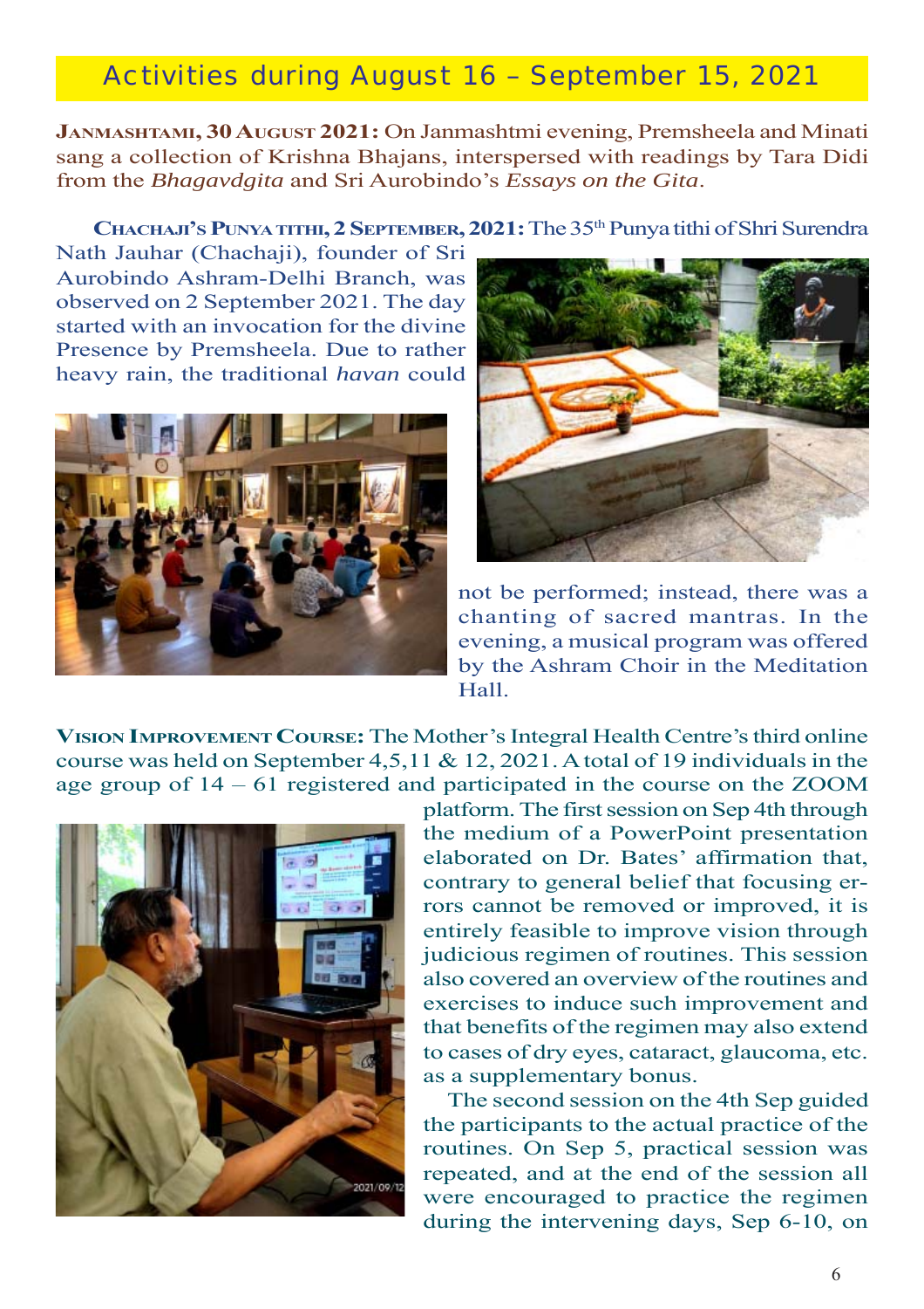## Activities during August 16 – September 15, 2021

**JANMASHTAMI, 30 AUGUST 2021:** On Janmashtmi evening, Premsheela and Minati sang a collection of Krishna Bhajans, interspersed with readings by Tara Didi from the *Bhagavdgita* and Sri Aurobindo's *Essays on the Gita*.

**CHACHAJI'S PUNYA TITHI, 2 SEPTEMBER, 2021:** The 35th Punya tithi of Shri Surendra Nath Jauhar (Chachaji), founder of Sri Aurobindo Ashram-Delhi Branch, was observed on 2 September 2021. The day started with an invocation for the divine Presence by Premsheela. Due to rather heavy rain, the traditional *havan* could not be performed; instead, there was a chanting of sacred mantras. In the evening, a musical program was offered by the Ashram Choir in the Meditation Hall.

**VISION IMPROVEMENT COURSE:** The Mother's Integral Health Centre's third online course was held on September 4,5,11 & 12, 2021. A total of 19 individuals in the age group of 14 – 61 registered and participated in the course on the ZOOM platform. The first session on Sep 4th through the medium of a PowerPoint presentation elaborated on Dr. Bates' affirmation that, contrary to general belief that focusing errors cannot be removed or improved, it is entirely feasible to improve vision through judicious regimen of routines. This session also covered an overview of the routines and exercises to induce such improvement and that benefits of the regimen may also extend to cases of dry eyes, cataract, glaucoma, etc. as a supplementary bonus.

The second session on the 4th Sep guided the participants to the actual practice of the routines. On Sep 5, practical session was repeated, and at the end of the session all were encouraged to practice the regimen during the intervening days, Sep 6-10, on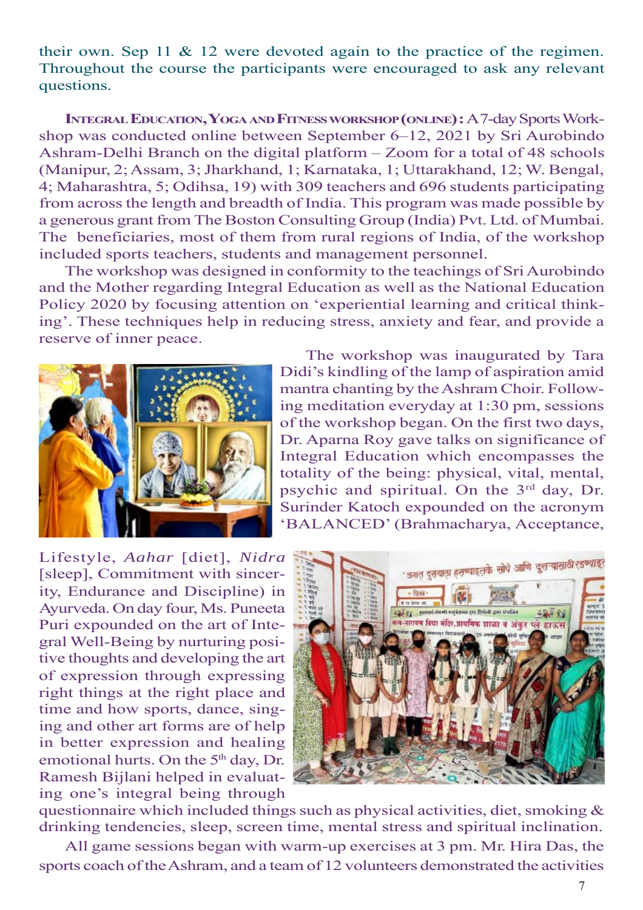their own. Sep 11 & 12 were devoted again to the practice of the regimen. Throughout the course the participants were encouraged to ask any relevant questions.

**Integral Education, Yoga and Fitness workshop (online):** A 7-day Sports Workshop was conducted online between September 6–12, 2021 by Sri Aurobindo Ashram-Delhi Branch on the digital platform – Zoom for a total of 48 schools (Manipur, 2; Assam, 3; Jharkhand, 1; Karnataka, 1; Uttarakhand, 12; W. Bengal, 4; Maharashtra, 5; Odihsa, 19) with 309 teachers and 696 students participating from across the length and breadth of India. This program was made possible by a generous grant from The Boston Consulting Group (India) Pvt. Ltd. of Mumbai. The beneficiaries, most of them from rural regions of India, of the workshop included sports teachers, students and management personnel.

The workshop was designed in conformity to the teachings of Sri Aurobindo and the Mother regarding Integral Education as well as the National Education Policy 2020 by focusing attention on 'experiential learning and critical thinking'. These techniques help in reducing stress, anxiety and fear, and provide a reserve of inner peace.

The workshop was inaugurated by Tara Didi's kindling of the lamp of aspiration amid mantra chanting by the Ashram Choir. Following meditation everyday at 1:30 pm, sessions of the workshop began. On the first two days, Dr. Aparna Roy gave talks on significance of Integral Education which encompasses the totality of the being: physical, vital, mental, psychic and spiritual. On the 3rd day, Dr. Surinder Katoch expounded on the acronym 'BALANCED' (Brahmacharya, Acceptance, Lifestyle, *Aahar* [diet], *Nidra* [sleep], Commitment with sincerity, Endurance and Discipline) in Ayurveda. On day four, Ms. Puneeta Puri expounded on the art of Integral Well-Being by nurturing positive thoughts and developing the art of expression through expressing right things at the right place and time and how sports, dance, singing and other art forms are of help in better expression and healing emotional hurts. On the 5th day, Dr. Ramesh Bijlani helped in evaluating one's integral being through questionnaire which included things such as physical activities, diet, smoking & drinking tendencies, sleep, screen time, mental stress and spiritual inclination.

All game sessions began with warm-up exercises at 3 pm. Mr. Hira Das, the sports coach of the Ashram, and a team of 12 volunteers demonstrated the activities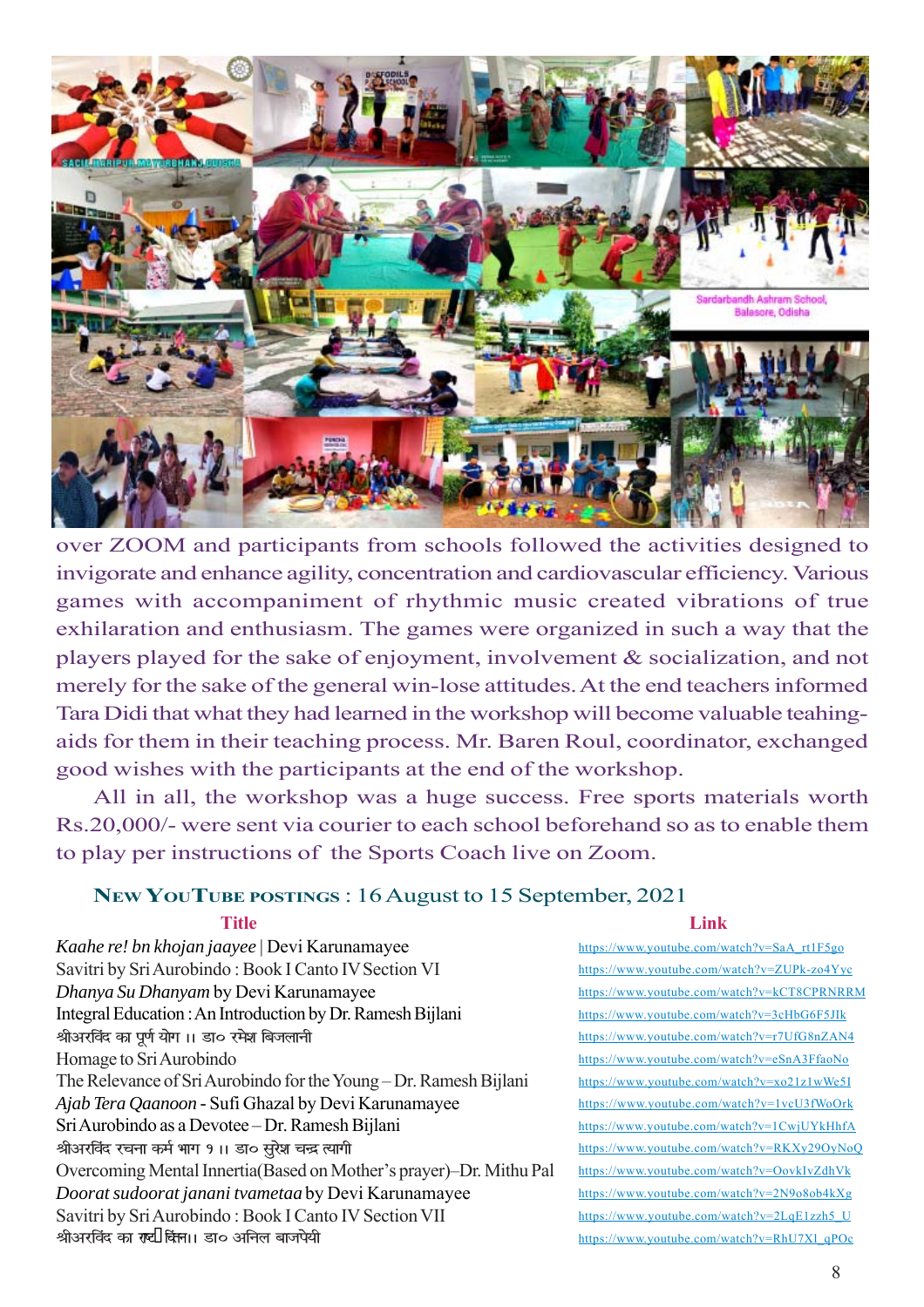over ZOOM and participants from schools followed the activities designed to invigorate and enhance agility, concentration and cardiovascular efficiency. Various games with accompaniment of rhythmic music created vibrations of true exhilaration and enthusiasm. The games were organized in such a way that the players played for the sake of enjoyment, involvement & socialization, and not merely for the sake of the general win-lose attitudes. At the end teachers informed Tara Didi that what they had learned in the workshop will become valuable teahing-aids for them in their teaching process. Mr. Baren Roul, coordinator, exchanged good wishes with the participants at the end of the workshop.

All in all, the workshop was a huge success. Free sports materials worth Rs.20,000/- were sent via courier to each school beforehand so as to enable them to play per instructions of the Sports Coach live on Zoom.

## New YouTube postings : 16 August to 15 September, 2021

| Title | Link |
| --- | --- |
| *Kaahe re! bn khojan jaayee* \| Devi Karunamayee | https://www.youtube.com/watch?v=SaA_rt1F5go |
| Savitri by Sri Aurobindo : Book I Canto IV Section VI | https://www.youtube.com/watch?v=ZUPk-zo4Yyc |
| *Dhanya Su Dhanyam* by Devi Karunamayee | https://www.youtube.com/watch?v=kCT8CPRNRRM |
| Integral Education : An Introduction by Dr. Ramesh Bijlani | https://www.youtube.com/watch?v=3cHbG6F5JIk |
| श्रीअरविंद का पूर्ण योग ।। डा० रमेश बिजलानी | https://www.youtube.com/watch?v=r7UfG8nZAN4 |
| Homage to Sri Aurobindo | https://www.youtube.com/watch?v=eSnA3FfaoNo |
| The Relevance of Sri Aurobindo for the Young – Dr. Ramesh Bijlani | https://www.youtube.com/watch?v=xo21z1wWe5I |
| *Ajab Tera Qaanoon* - Sufi Ghazal by Devi Karunamayee | https://www.youtube.com/watch?v=1vcU3fWoOrk |
| Sri Aurobindo as a Devotee – Dr. Ramesh Bijlani | https://www.youtube.com/watch?v=1CwjUYkHhfA |
| श्रीअरविंद रचना कर्म भाग १ ।। डा० सुरेश चन्द्र त्यागी | https://www.youtube.com/watch?v=RKXy29OyNoQ |
| Overcoming Mental Innertia(Based on Mother's prayer)–Dr. Mithu Pal | https://www.youtube.com/watch?v=OovkIvZdhVk |
| *Doorat sudoorat janani tvametaa* by Devi Karunamayee | https://www.youtube.com/watch?v=2N9o8ob4kXg |
| Savitri by Sri Aurobindo : Book I Canto IV Section VII | https://www.youtube.com/watch?v=2LqE1zzh5_U |
| श्रीअरविंद का राष्ट्रचिंतन।। डा० अनिल बाजपेयी | https://www.youtube.com/watch?v=RhU7X1_qPOc |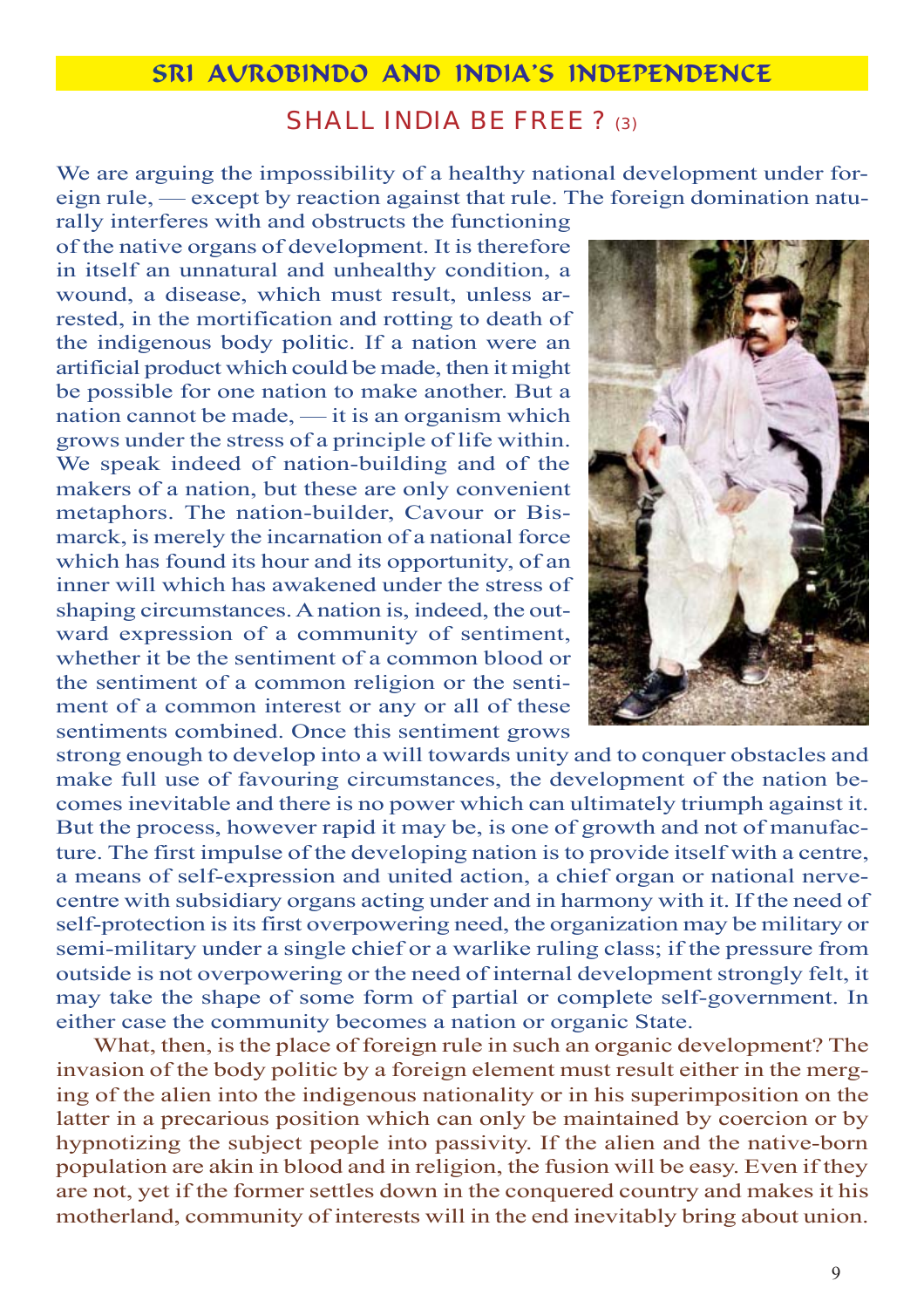## SRI AUROBINDO AND INDIA'S INDEPENDENCE

### SHALL INDIA BE FREE ? (3)

We are arguing the impossibility of a healthy national development under foreign rule, — except by reaction against that rule. The foreign domination naturally interferes with and obstructs the functioning of the native organs of development. It is therefore in itself an unnatural and unhealthy condition, a wound, a disease, which must result, unless arrested, in the mortification and rotting to death of the indigenous body politic. If a nation were an artificial product which could be made, then it might be possible for one nation to make another. But a nation cannot be made, — it is an organism which grows under the stress of a principle of life within. We speak indeed of nation-building and of the makers of a nation, but these are only convenient metaphors. The nation-builder, Cavour or Bismarck, is merely the incarnation of a national force which has found its hour and its opportunity, of an inner will which has awakened under the stress of shaping circumstances. A nation is, indeed, the outward expression of a community of sentiment, whether it be the sentiment of a common blood or the sentiment of a common religion or the sentiment of a common interest or any or all of these sentiments combined. Once this sentiment grows strong enough to develop into a will towards unity and to conquer obstacles and make full use of favouring circumstances, the development of the nation becomes inevitable and there is no power which can ultimately triumph against it. But the process, however rapid it may be, is one of growth and not of manufacture. The first impulse of the developing nation is to provide itself with a centre, a means of self-expression and united action, a chief organ or national nerve-centre with subsidiary organs acting under and in harmony with it. If the need of self-protection is its first overpowering need, the organization may be military or semi-military under a single chief or a warlike ruling class; if the pressure from outside is not overpowering or the need of internal development strongly felt, it may take the shape of some form of partial or complete self-government. In either case the community becomes a nation or organic State.

What, then, is the place of foreign rule in such an organic development? The invasion of the body politic by a foreign element must result either in the merging of the alien into the indigenous nationality or in his superimposition on the latter in a precarious position which can only be maintained by coercion or by hypnotizing the subject people into passivity. If the alien and the native-born population are akin in blood and in religion, the fusion will be easy. Even if they are not, yet if the former settles down in the conquered country and makes it his motherland, community of interests will in the end inevitably bring about union.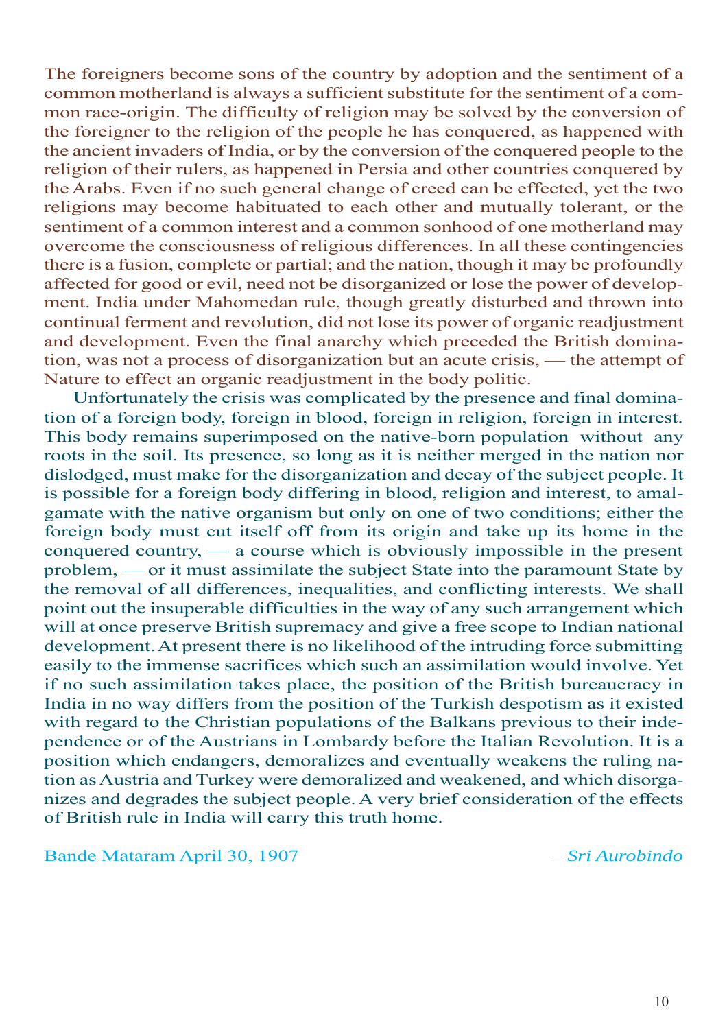The foreigners become sons of the country by adoption and the sentiment of a common motherland is always a sufficient substitute for the sentiment of a common race-origin. The difficulty of religion may be solved by the conversion of the foreigner to the religion of the people he has conquered, as happened with the ancient invaders of India, or by the conversion of the conquered people to the religion of their rulers, as happened in Persia and other countries conquered by the Arabs. Even if no such general change of creed can be effected, yet the two religions may become habituated to each other and mutually tolerant, or the sentiment of a common interest and a common sonhood of one motherland may overcome the consciousness of religious differences. In all these contingencies there is a fusion, complete or partial; and the nation, though it may be profoundly affected for good or evil, need not be disorganized or lose the power of development. India under Mahomedan rule, though greatly disturbed and thrown into continual ferment and revolution, did not lose its power of organic readjustment and development. Even the final anarchy which preceded the British domination, was not a process of disorganization but an acute crisis, — the attempt of Nature to effect an organic readjustment in the body politic.

Unfortunately the crisis was complicated by the presence and final domination of a foreign body, foreign in blood, foreign in religion, foreign in interest. This body remains superimposed on the native-born population without any roots in the soil. Its presence, so long as it is neither merged in the nation nor dislodged, must make for the disorganization and decay of the subject people. It is possible for a foreign body differing in blood, religion and interest, to amalgamate with the native organism but only on one of two conditions; either the foreign body must cut itself off from its origin and take up its home in the conquered country, — a course which is obviously impossible in the present problem, — or it must assimilate the subject State into the paramount State by the removal of all differences, inequalities, and conflicting interests. We shall point out the insuperable difficulties in the way of any such arrangement which will at once preserve British supremacy and give a free scope to Indian national development. At present there is no likelihood of the intruding force submitting easily to the immense sacrifices which such an assimilation would involve. Yet if no such assimilation takes place, the position of the British bureaucracy in India in no way differs from the position of the Turkish despotism as it existed with regard to the Christian populations of the Balkans previous to their independence or of the Austrians in Lombardy before the Italian Revolution. It is a position which endangers, demoralizes and eventually weakens the ruling nation as Austria and Turkey were demoralized and weakened, and which disorganizes and degrades the subject people. A very brief consideration of the effects of British rule in India will carry this truth home.

Bande Mataram April 30, 1907 — *– Sri Aurobindo*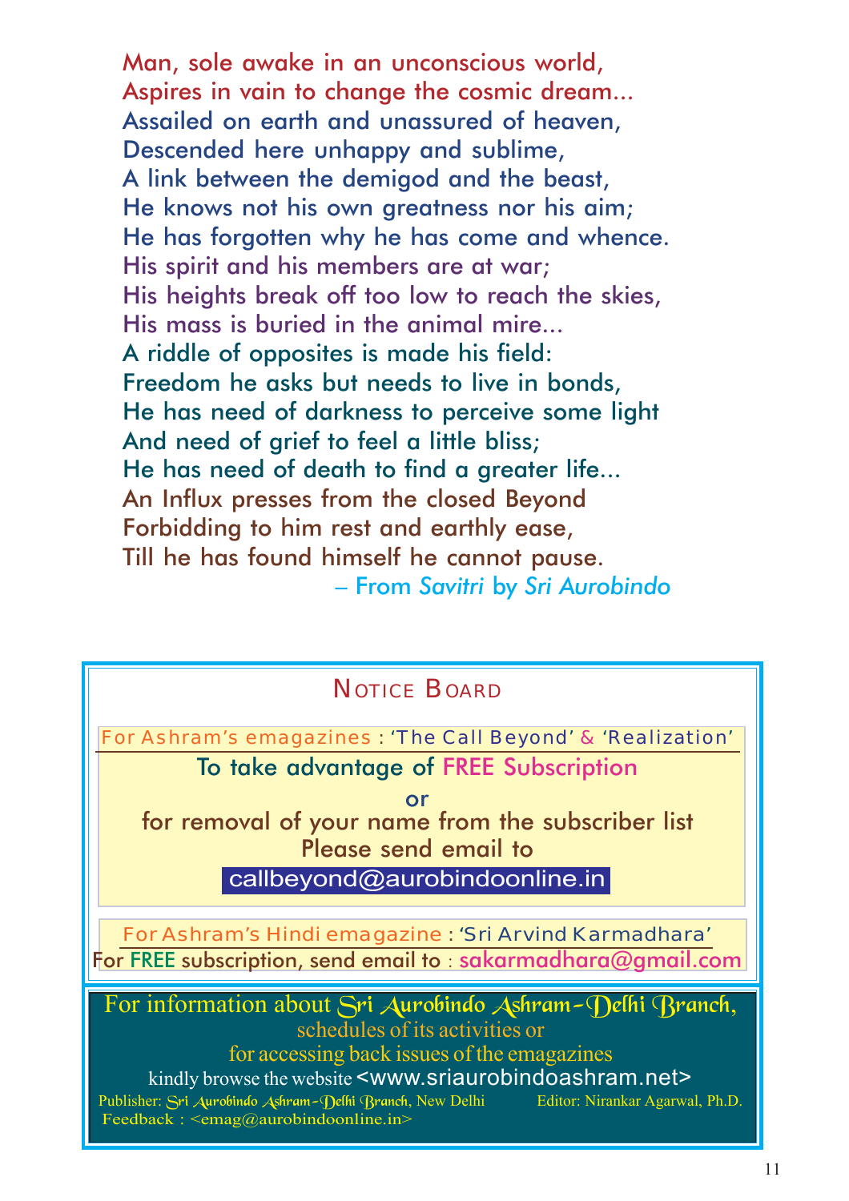Man, sole awake in an unconscious world,
Aspires in vain to change the cosmic dream...
Assailed on earth and unassured of heaven,
Descended here unhappy and sublime,
A link between the demigod and the beast,
He knows not his own greatness nor his aim;
He has forgotten why he has come and whence.
His spirit and his members are at war;
His heights break off too low to reach the skies,
His mass is buried in the animal mire...
A riddle of opposites is made his field:
Freedom he asks but needs to live in bonds,
He has need of darkness to perceive some light
And need of grief to feel a little bliss;
He has need of death to find a greater life...
An Influx presses from the closed Beyond
Forbidding to him rest and earthly ease,
Till he has found himself he cannot pause.

– From *Savitri* by *Sri Aurobindo*

## NOTICE BOARD

For Ashram's emagazines : 'The Call Beyond' & 'Realization'

To take advantage of FREE Subscription
or
for removal of your name from the subscriber list
Please send email to
callbeyond@aurobindoonline.in

For Ashram's Hindi emagazine : 'Sri Arvind Karmadhara'
For FREE subscription, send email to : sakarmadhara@gmail.com

For information about Sri Aurobindo Ashram-Delhi Branch,
schedules of its activities or
for accessing back issues of the emagazines
kindly browse the website <www.sriaurobindoashram.net>

Publisher: Sri Aurobindo Ashram-Delhi Branch, New Delhi
Editor: Nirankar Agarwal, Ph.D.
Feedback : <emag@aurobindoonline.in>